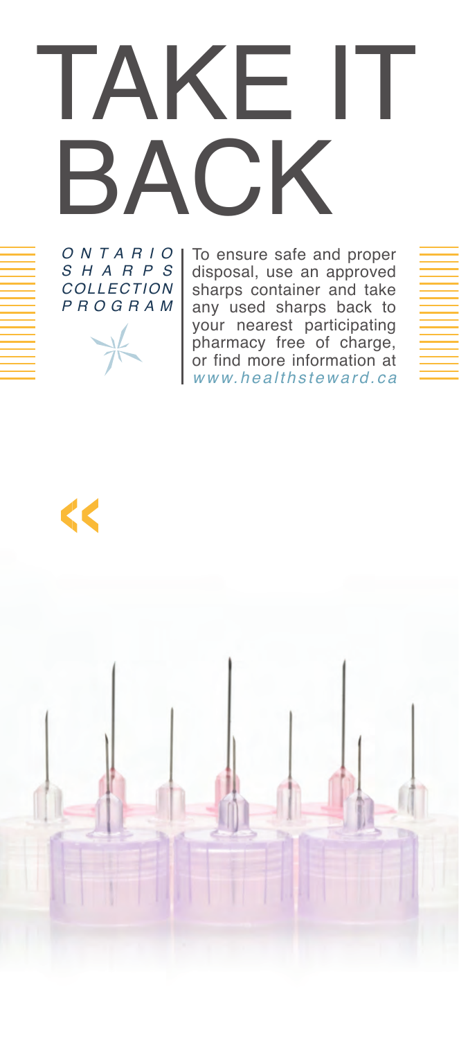# TAKE IT BACK

*ONTARIO SHARPS COLLECTION PROGRAM*

To ensure safe and proper disposal, use an approved sharps container and take any used sharps back to your nearest participating pharmacy free of charge, or find more information at *www.healthsteward.ca*

«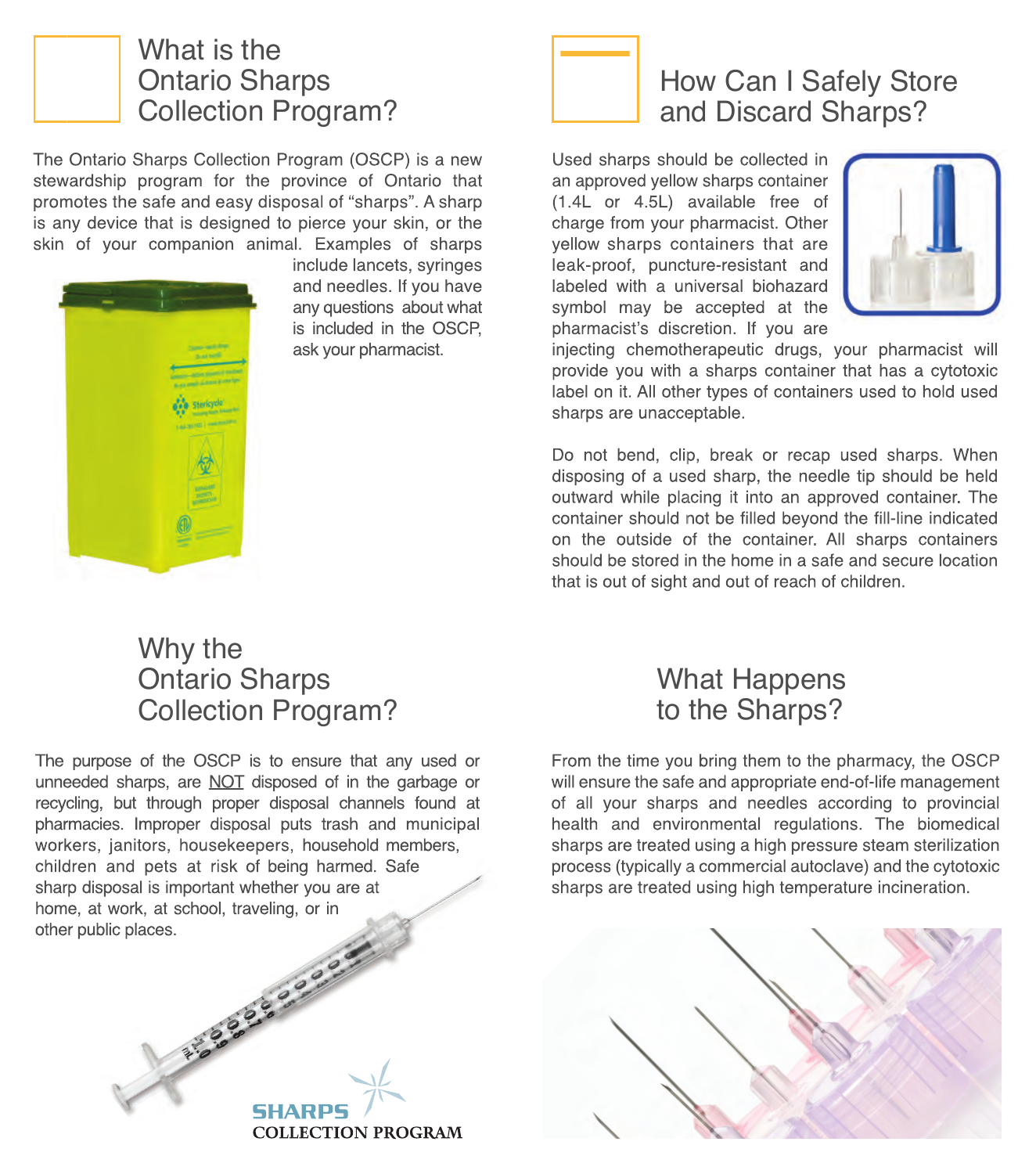## What is the Ontario Sharps Collection Program?

The Ontario Sharps Collection Program (OSCP) is a new stewardship program for the province of Ontario that promotes the safe and easy disposal of "sharps". A sharp is any device that is designed to pierce your skin, or the skin of your companion animal. Examples of sharps include lancets, syringes and needles. If you have any questions about what is included in the OSCP, ask your pharmacist.

## Why the Ontario Sharps Collection Program?

The purpose of the OSCP is to ensure that any used or unneeded sharps, are NOT disposed of in the garbage or recycling, but through proper disposal channels found at pharmacies. Improper disposal puts trash and municipal workers, janitors, housekeepers, household members, children and pets at risk of being harmed. Safe sharp disposal is important whether you are at home, at work, at school, traveling, or in other public places.

**SHARPS COLLECTION PROGRAM**

## How Can I Safely Store and Discard Sharps?

Used sharps should be collected in an approved yellow sharps container (1.4L or 4.5L) available free of charge from your pharmacist. Other yellow sharps containers that are leak-proof, puncture-resistant and labeled with a universal biohazard symbol may be accepted at the pharmacist's discretion. If you are injecting chemotherapeutic drugs, your pharmacist will provide you with a sharps container that has a cytotoxic label on it. All other types of containers used to hold used sharps are unacceptable.

Do not bend, clip, break or recap used sharps. When disposing of a used sharp, the needle tip should be held outward while placing it into an approved container. The container should not be filled beyond the fill-line indicated on the outside of the container. All sharps containers should be stored in the home in a safe and secure location that is out of sight and out of reach of children.

## What Happens to the Sharps?

From the time you bring them to the pharmacy, the OSCP will ensure the safe and appropriate end-of-life management of all your sharps and needles according to provincial health and environmental regulations. The biomedical sharps are treated using a high pressure steam sterilization process (typically a commercial autoclave) and the cytotoxic sharps are treated using high temperature incineration.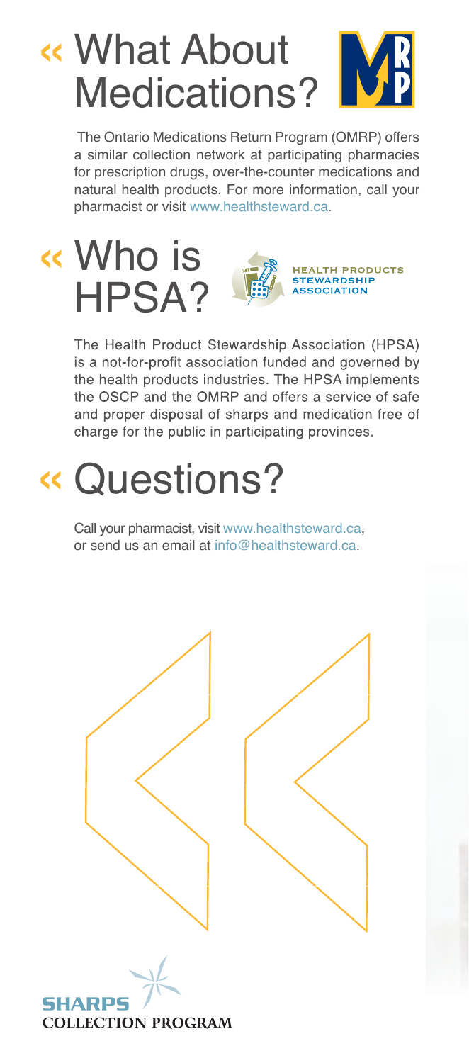# « What About Medications?

The Ontario Medications Return Program (OMRP) offers a similar collection network at participating pharmacies for prescription drugs, over-the-counter medications and natural health products. For more information, call your pharmacist or visit www.healthsteward.ca.

# « Who is HPSA?

HEALTH PRODUCTS STEWARDSHIP ASSOCIATION

The Health Product Stewardship Association (HPSA) is a not-for-profit association funded and governed by the health products industries. The HPSA implements the OSCP and the OMRP and offers a service of safe and proper disposal of sharps and medication free of charge for the public in participating provinces.

# « Questions?

Call your pharmacist, visit www.healthsteward.ca, or send us an email at info@healthsteward.ca.

SHARPS COLLECTION PROGRAM